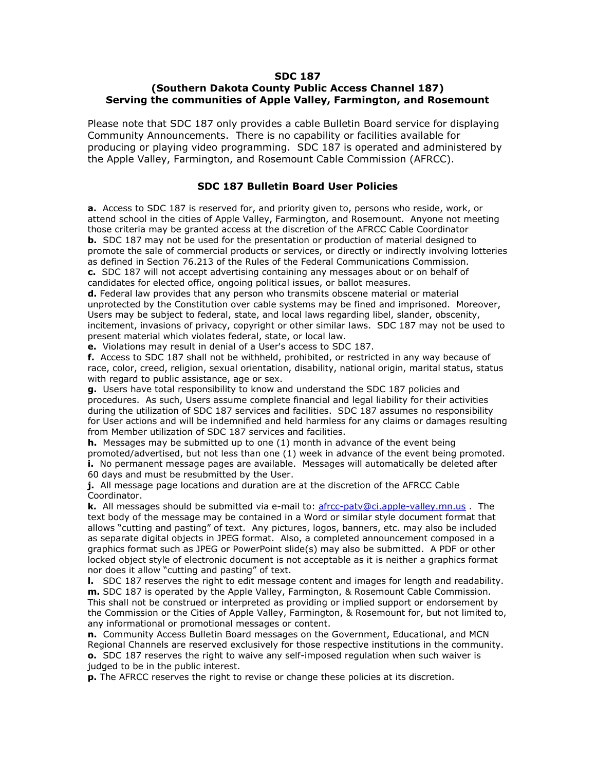**SDC 187**

**(Southern Dakota County Public Access Channel 187)**

**Serving the communities of Apple Valley, Farmington, and Rosemount**

Please note that SDC 187 only provides a cable Bulletin Board service for displaying Community Announcements. There is no capability or facilities available for producing or playing video programming. SDC 187 is operated and administered by the Apple Valley, Farmington, and Rosemount Cable Commission (AFRCC).

## SDC 187 Bulletin Board User Policies

**a.** Access to SDC 187 is reserved for, and priority given to, persons who reside, work, or attend school in the cities of Apple Valley, Farmington, and Rosemount. Anyone not meeting those criteria may be granted access at the discretion of the AFRCC Cable Coordinator

**b.** SDC 187 may not be used for the presentation or production of material designed to promote the sale of commercial products or services, or directly or indirectly involving lotteries as defined in Section 76.213 of the Rules of the Federal Communications Commission.

**c.** SDC 187 will not accept advertising containing any messages about or on behalf of candidates for elected office, ongoing political issues, or ballot measures.

**d.** Federal law provides that any person who transmits obscene material or material unprotected by the Constitution over cable systems may be fined and imprisoned. Moreover, Users may be subject to federal, state, and local laws regarding libel, slander, obscenity, incitement, invasions of privacy, copyright or other similar laws. SDC 187 may not be used to present material which violates federal, state, or local law.

**e.** Violations may result in denial of a User's access to SDC 187.

**f.** Access to SDC 187 shall not be withheld, prohibited, or restricted in any way because of race, color, creed, religion, sexual orientation, disability, national origin, marital status, status with regard to public assistance, age or sex.

**g.** Users have total responsibility to know and understand the SDC 187 policies and procedures. As such, Users assume complete financial and legal liability for their activities during the utilization of SDC 187 services and facilities. SDC 187 assumes no responsibility for User actions and will be indemnified and held harmless for any claims or damages resulting from Member utilization of SDC 187 services and facilities.

**h.** Messages may be submitted up to one (1) month in advance of the event being promoted/advertised, but not less than one (1) week in advance of the event being promoted.

**i.** No permanent message pages are available. Messages will automatically be deleted after 60 days and must be resubmitted by the User.

**j.** All message page locations and duration are at the discretion of the AFRCC Cable Coordinator.

**k.** All messages should be submitted via e-mail to: afrcc-patv@ci.apple-valley.mn.us . The text body of the message may be contained in a Word or similar style document format that allows "cutting and pasting" of text. Any pictures, logos, banners, etc. may also be included as separate digital objects in JPEG format. Also, a completed announcement composed in a graphics format such as JPEG or PowerPoint slide(s) may also be submitted. A PDF or other locked object style of electronic document is not acceptable as it is neither a graphics format nor does it allow "cutting and pasting" of text.

**l.** SDC 187 reserves the right to edit message content and images for length and readability.

**m.** SDC 187 is operated by the Apple Valley, Farmington, & Rosemount Cable Commission. This shall not be construed or interpreted as providing or implied support or endorsement by the Commission or the Cities of Apple Valley, Farmington, & Rosemount for, but not limited to, any informational or promotional messages or content.

**n.** Community Access Bulletin Board messages on the Government, Educational, and MCN Regional Channels are reserved exclusively for those respective institutions in the community.

**o.** SDC 187 reserves the right to waive any self-imposed regulation when such waiver is judged to be in the public interest.

**p.** The AFRCC reserves the right to revise or change these policies at its discretion.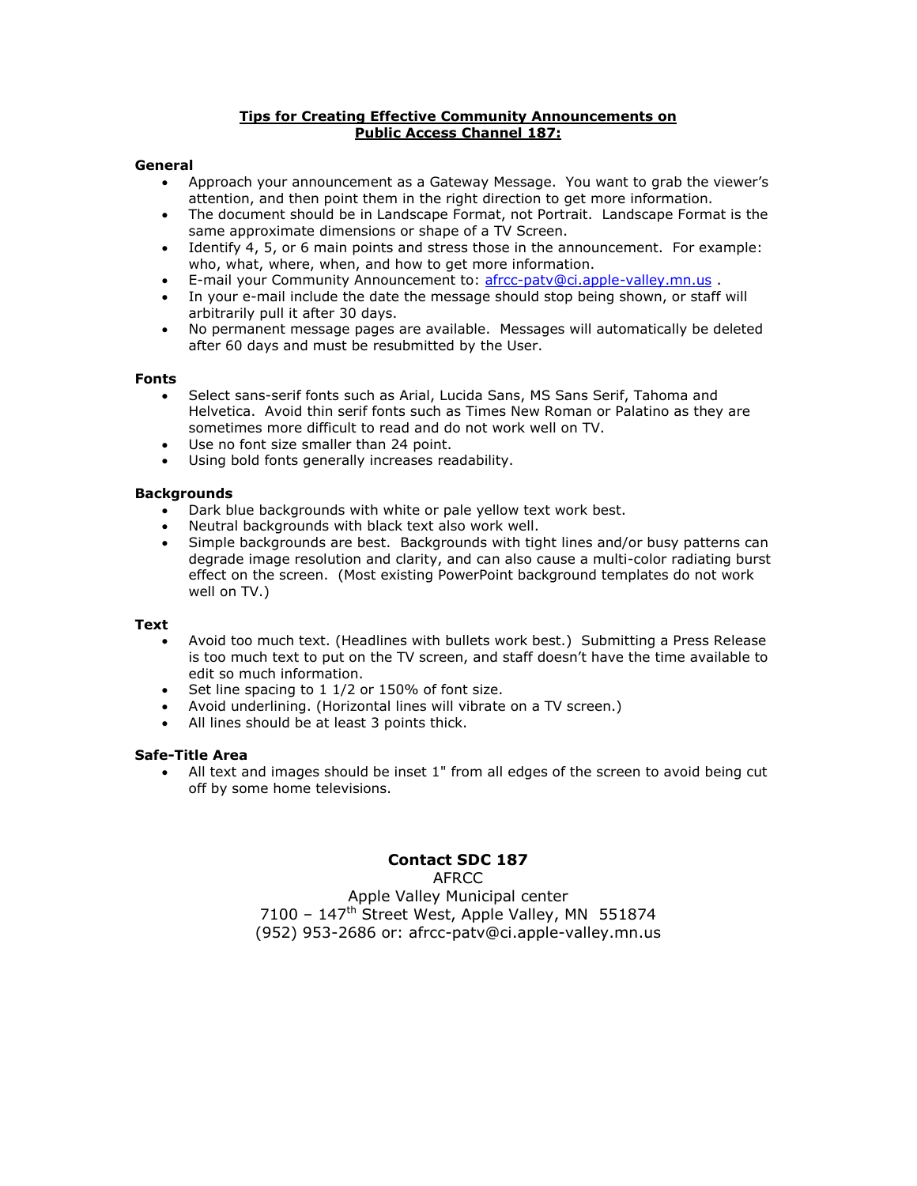# Tips for Creating Effective Community Announcements on Public Access Channel 187:

**General**

- Approach your announcement as a Gateway Message. You want to grab the viewer's attention, and then point them in the right direction to get more information.
- The document should be in Landscape Format, not Portrait. Landscape Format is the same approximate dimensions or shape of a TV Screen.
- Identify 4, 5, or 6 main points and stress those in the announcement. For example: who, what, where, when, and how to get more information.
- E-mail your Community Announcement to: afrcc-patv@ci.apple-valley.mn.us .
- In your e-mail include the date the message should stop being shown, or staff will arbitrarily pull it after 30 days.
- No permanent message pages are available. Messages will automatically be deleted after 60 days and must be resubmitted by the User.

**Fonts**

- Select sans-serif fonts such as Arial, Lucida Sans, MS Sans Serif, Tahoma and Helvetica. Avoid thin serif fonts such as Times New Roman or Palatino as they are sometimes more difficult to read and do not work well on TV.
- Use no font size smaller than 24 point.
- Using bold fonts generally increases readability.

**Backgrounds**

- Dark blue backgrounds with white or pale yellow text work best.
- Neutral backgrounds with black text also work well.
- Simple backgrounds are best. Backgrounds with tight lines and/or busy patterns can degrade image resolution and clarity, and can also cause a multi-color radiating burst effect on the screen. (Most existing PowerPoint background templates do not work well on TV.)

**Text**

- Avoid too much text. (Headlines with bullets work best.) Submitting a Press Release is too much text to put on the TV screen, and staff doesn't have the time available to edit so much information.
- Set line spacing to 1 1/2 or 150% of font size.
- Avoid underlining. (Horizontal lines will vibrate on a TV screen.)
- All lines should be at least 3 points thick.

**Safe-Title Area**

- All text and images should be inset 1" from all edges of the screen to avoid being cut off by some home televisions.

**Contact SDC 187**

AFRCC
Apple Valley Municipal center
7100 – 147th Street West, Apple Valley, MN 551874
(952) 953-2686 or: afrcc-patv@ci.apple-valley.mn.us